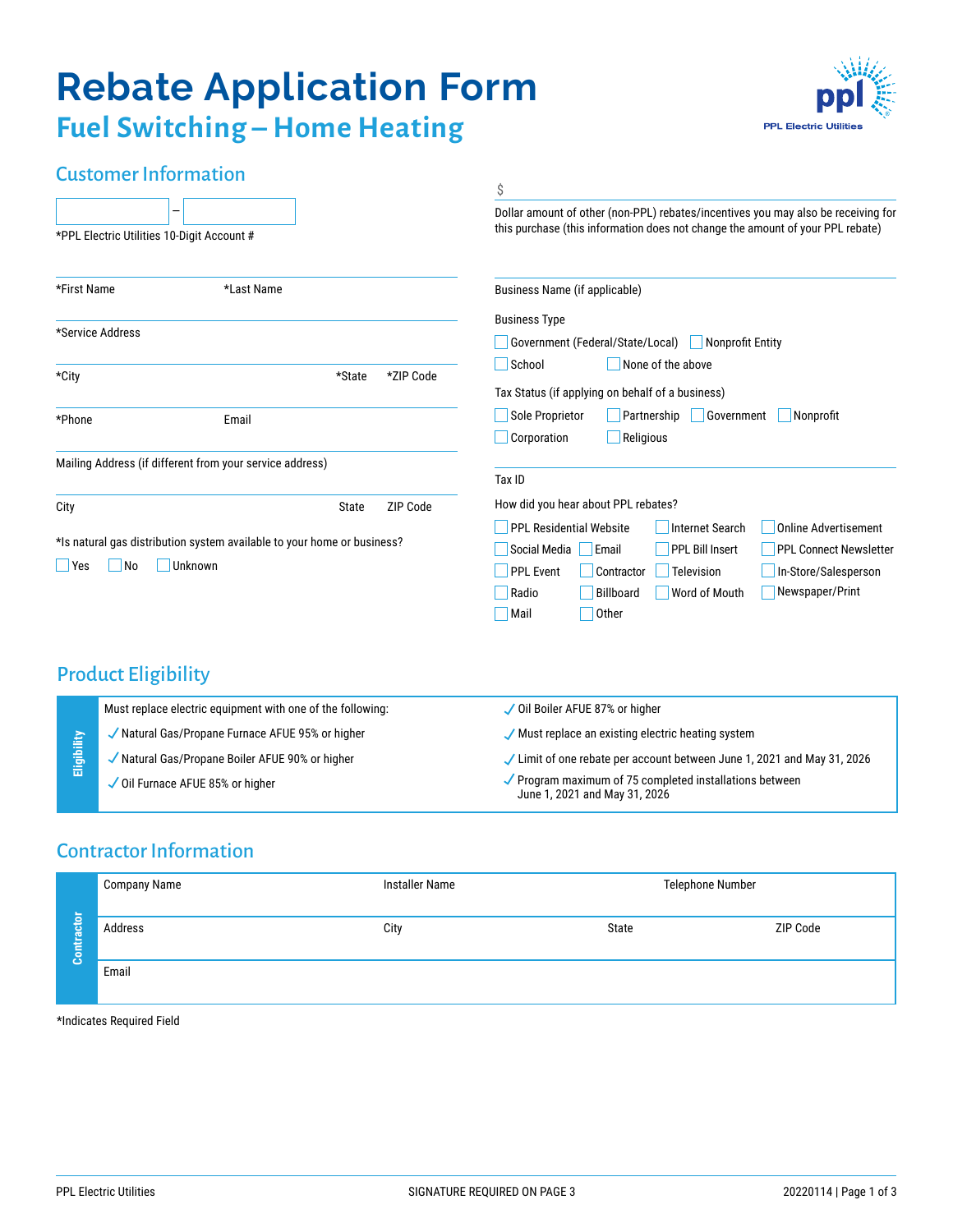# Rebate Application Form

## Fuel Switching – Home Heating

PPL Electric Utilities

### Customer Information

\_\_\_\_\_\_\_\_\_\_ – \_\_\_\_\_\_\_\_\_\_
*PPL Electric Utilities 10-Digit Account #

*First Name *Last Name

*Service Address

*City *State *ZIP Code

*Phone Email

Mailing Address (if different from your service address)

City State ZIP Code

*Is natural gas distribution system available to your home or business?

☐ Yes ☐ No ☐ Unknown

$

Dollar amount of other (non-PPL) rebates/incentives you may also be receiving for this purchase (this information does not change the amount of your PPL rebate)

Business Name (if applicable)

Business Type

☐ Government (Federal/State/Local) ☐ Nonprofit Entity
☐ School ☐ None of the above

Tax Status (if applying on behalf of a business)

☐ Sole Proprietor ☐ Partnership ☐ Government ☐ Nonprofit
☐ Corporation ☐ Religious

Tax ID

How did you hear about PPL rebates?

☐ PPL Residential Website ☐ Internet Search ☐ Online Advertisement
☐ Social Media ☐ Email ☐ PPL Bill Insert ☐ PPL Connect Newsletter
☐ PPL Event ☐ Contractor ☐ Television ☐ In-Store/Salesperson
☐ Radio ☐ Billboard ☐ Word of Mouth ☐ Newspaper/Print
☐ Mail ☐ Other

### Product Eligibility

**Eligibility**

Must replace electric equipment with one of the following:

- ✓ Natural Gas/Propane Furnace AFUE 95% or higher
- ✓ Natural Gas/Propane Boiler AFUE 90% or higher
- ✓ Oil Furnace AFUE 85% or higher
- ✓ Oil Boiler AFUE 87% or higher
- ✓ Must replace an existing electric heating system
- ✓ Limit of one rebate per account between June 1, 2021 and May 31, 2026
- ✓ Program maximum of 75 completed installations between June 1, 2021 and May 31, 2026

### Contractor Information

**Contractor**

| Company Name | Installer Name | Telephone Number | |
|---|---|---|---|
| Address | City | State | ZIP Code |
| Email | | | |

*Indicates Required Field

SIGNATURE REQUIRED ON PAGE 3

20220114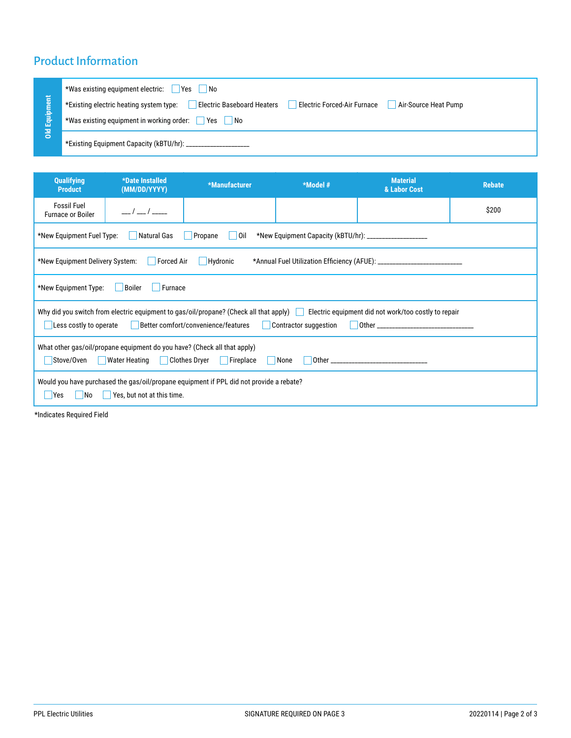## Product Information

**Old Equipment**

*Was existing equipment electric: ☐ Yes ☐ No

*Existing electric heating system type: ☐ Electric Baseboard Heaters ☐ Electric Forced-Air Furnace ☐ Air-Source Heat Pump

*Was existing equipment in working order: ☐ Yes ☐ No

*Existing Equipment Capacity (kBTU/hr): ___________________

| Qualifying Product | *Date Installed (MM/DD/YYYY) | *Manufacturer | *Model # | Material & Labor Cost | Rebate |
|---|---|---|---|---|---|
| Fossil Fuel Furnace or Boiler | ___ / ___ / _____ | | | | $200 |

*New Equipment Fuel Type: ☐ Natural Gas ☐ Propane ☐ Oil *New Equipment Capacity (kBTU/hr): ___________________

*New Equipment Delivery System: ☐ Forced Air ☐ Hydronic *Annual Fuel Utilization Efficiency (AFUE): ___________________________

*New Equipment Type: ☐ Boiler ☐ Furnace

Why did you switch from electric equipment to gas/oil/propane? (Check all that apply) ☐ Electric equipment did not work/too costly to repair ☐ Less costly to operate ☐ Better comfort/convenience/features ☐ Contractor suggestion ☐ Other ______________________________

What other gas/oil/propane equipment do you have? (Check all that apply) ☐ Stove/Oven ☐ Water Heating ☐ Clothes Dryer ☐ Fireplace ☐ None ☐ Other ______________________________

Would you have purchased the gas/oil/propane equipment if PPL did not provide a rebate? ☐ Yes ☐ No ☐ Yes, but not at this time.

*Indicates Required Field

SIGNATURE REQUIRED ON PAGE 3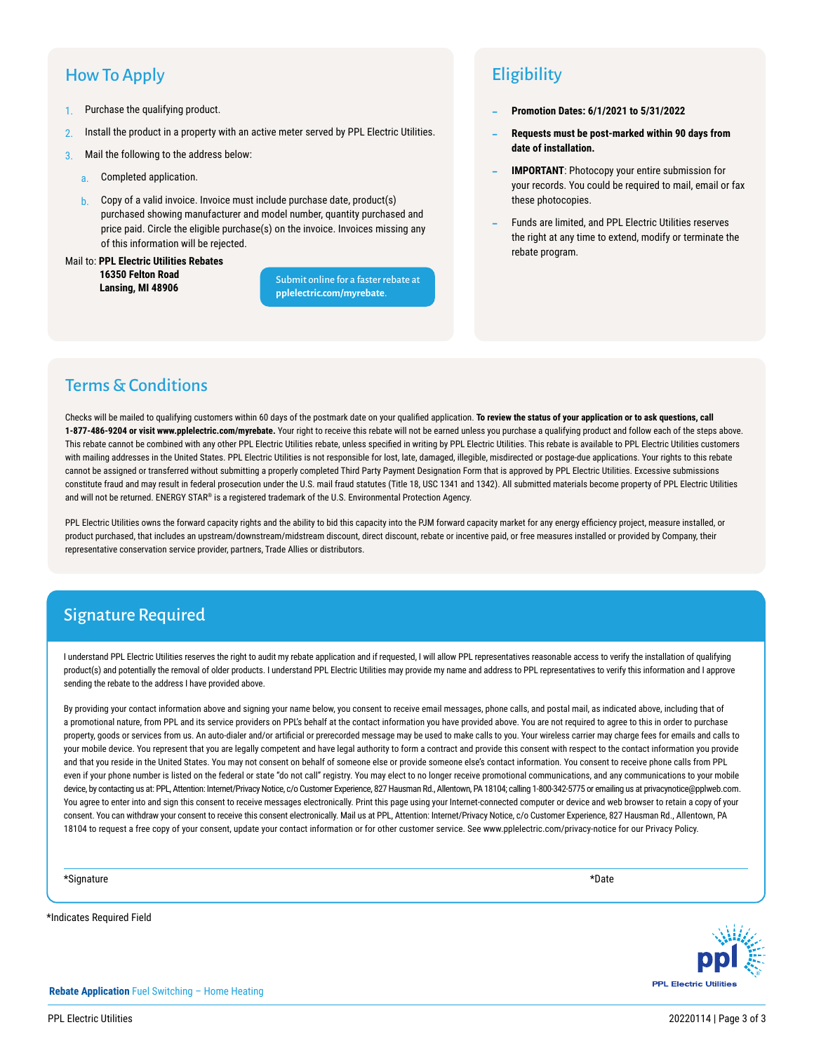## How To Apply

1. Purchase the qualifying product.
2. Install the product in a property with an active meter served by PPL Electric Utilities.
3. Mail the following to the address below:
   a. Completed application.
   b. Copy of a valid invoice. Invoice must include purchase date, product(s) purchased showing manufacturer and model number, quantity purchased and price paid. Circle the eligible purchase(s) on the invoice. Invoices missing any of this information will be rejected.

Mail to: **PPL Electric Utilities Rebates**
**16350 Felton Road**
**Lansing, MI 48906**

Submit online for a faster rebate at **pplelectric.com/myrebate**.

## Eligibility

- **Promotion Dates: 6/1/2021 to 5/31/2022**
- **Requests must be post-marked within 90 days from date of installation.**
- **IMPORTANT**: Photocopy your entire submission for your records. You could be required to mail, email or fax these photocopies.
- Funds are limited, and PPL Electric Utilities reserves the right at any time to extend, modify or terminate the rebate program.

## Terms & Conditions

Checks will be mailed to qualifying customers within 60 days of the postmark date on your qualified application. **To review the status of your application or to ask questions, call 1-877-486-9204 or visit www.pplelectric.com/myrebate.** Your right to receive this rebate will not be earned unless you purchase a qualifying product and follow each of the steps above. This rebate cannot be combined with any other PPL Electric Utilities rebate, unless specified in writing by PPL Electric Utilities. This rebate is available to PPL Electric Utilities customers with mailing addresses in the United States. PPL Electric Utilities is not responsible for lost, late, damaged, illegible, misdirected or postage-due applications. Your rights to this rebate cannot be assigned or transferred without submitting a properly completed Third Party Payment Designation Form that is approved by PPL Electric Utilities. Excessive submissions constitute fraud and may result in federal prosecution under the U.S. mail fraud statutes (Title 18, USC 1341 and 1342). All submitted materials become property of PPL Electric Utilities and will not be returned. ENERGY STAR® is a registered trademark of the U.S. Environmental Protection Agency.

PPL Electric Utilities owns the forward capacity rights and the ability to bid this capacity into the PJM forward capacity market for any energy efficiency project, measure installed, or product purchased, that includes an upstream/downstream/midstream discount, direct discount, rebate or incentive paid, or free measures installed or provided by Company, their representative conservation service provider, partners, Trade Allies or distributors.

## Signature Required

I understand PPL Electric Utilities reserves the right to audit my rebate application and if requested, I will allow PPL representatives reasonable access to verify the installation of qualifying product(s) and potentially the removal of older products. I understand PPL Electric Utilities may provide my name and address to PPL representatives to verify this information and I approve sending the rebate to the address I have provided above.

By providing your contact information above and signing your name below, you consent to receive email messages, phone calls, and postal mail, as indicated above, including that of a promotional nature, from PPL and its service providers on PPL's behalf at the contact information you have provided above. You are not required to agree to this in order to purchase property, goods or services from us. An auto-dialer and/or artificial or prerecorded message may be used to make calls to you. Your wireless carrier may charge fees for emails and calls to your mobile device. You represent that you are legally competent and have legal authority to form a contract and provide this consent with respect to the contact information you provide and that you reside in the United States. You may not consent on behalf of someone else or provide someone else's contact information. You consent to receive phone calls from PPL even if your phone number is listed on the federal or state "do not call" registry. You may elect to no longer receive promotional communications, and any communications to your mobile device, by contacting us at: PPL, Attention: Internet/Privacy Notice, c/o Customer Experience, 827 Hausman Rd., Allentown, PA 18104; calling 1-800-342-5775 or emailing us at privacynotice@pplweb.com. You agree to enter into and sign this consent to receive messages electronically. Print this page using your Internet-connected computer or device and web browser to retain a copy of your consent. You can withdraw your consent to receive this consent electronically. Mail us at PPL, Attention: Internet/Privacy Notice, c/o Customer Experience, 827 Hausman Rd., Allentown, PA 18104 to request a free copy of your consent, update your contact information or for other customer service. See www.pplelectric.com/privacy-notice for our Privacy Policy.

*Signature *Date

*Indicates Required Field

PPL Electric Utilities

**Rebate Application** Fuel Switching – Home Heating